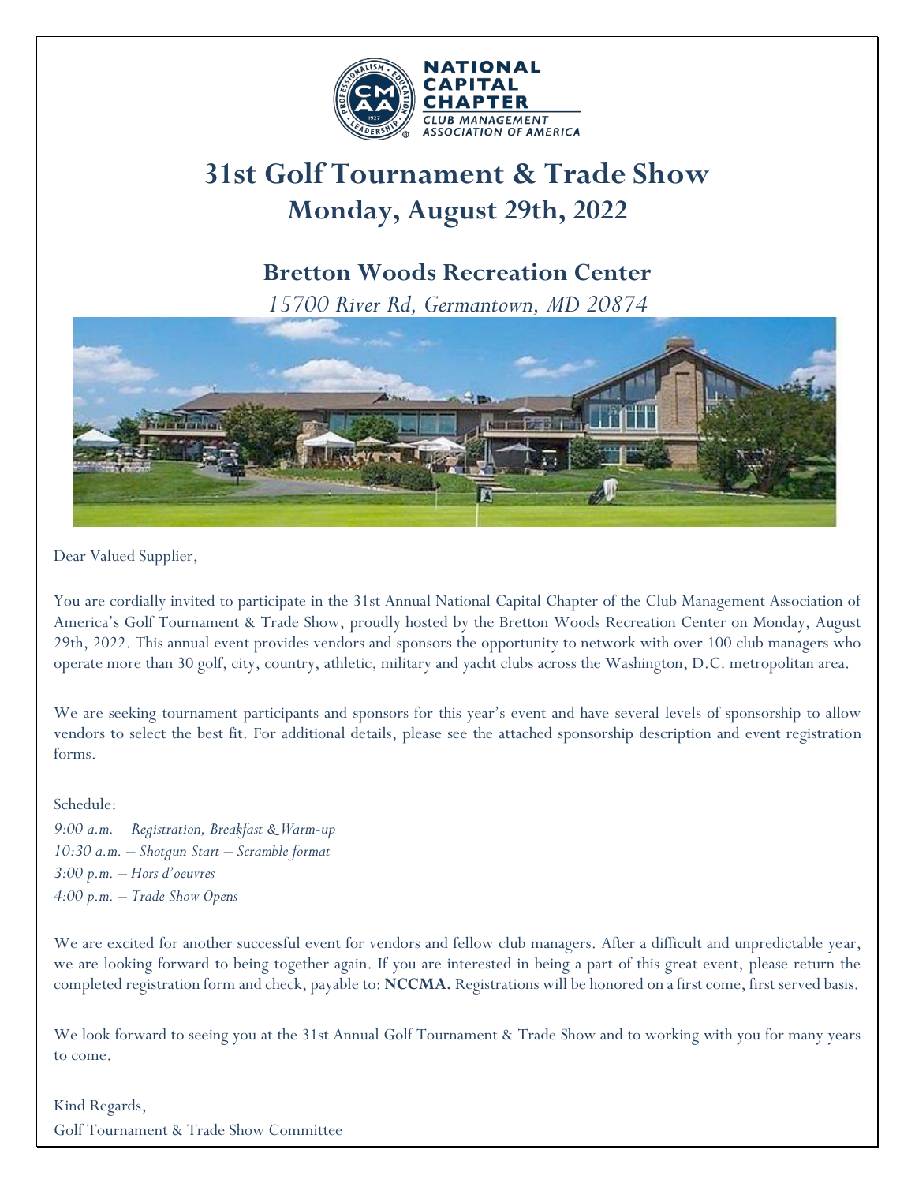NATIONAL CAPITAL CHAPTER
CLUB MANAGEMENT ASSOCIATION OF AMERICA

# 31st Golf Tournament & Trade Show
## Monday, August 29th, 2022

### Bretton Woods Recreation Center

*15700 River Rd, Germantown, MD 20874*

Dear Valued Supplier,

You are cordially invited to participate in the 31st Annual National Capital Chapter of the Club Management Association of America's Golf Tournament & Trade Show, proudly hosted by the Bretton Woods Recreation Center on Monday, August 29th, 2022. This annual event provides vendors and sponsors the opportunity to network with over 100 club managers who operate more than 30 golf, city, country, athletic, military and yacht clubs across the Washington, D.C. metropolitan area.

We are seeking tournament participants and sponsors for this year's event and have several levels of sponsorship to allow vendors to select the best fit. For additional details, please see the attached sponsorship description and event registration forms.

Schedule:

*9:00 a.m. – Registration, Breakfast & Warm-up*
*10:30 a.m. – Shotgun Start – Scramble format*
*3:00 p.m. – Hors d'oeuvres*
*4:00 p.m. – Trade Show Opens*

We are excited for another successful event for vendors and fellow club managers. After a difficult and unpredictable year, we are looking forward to being together again. If you are interested in being a part of this great event, please return the completed registration form and check, payable to: **NCCMA.** Registrations will be honored on a first come, first served basis.

We look forward to seeing you at the 31st Annual Golf Tournament & Trade Show and to working with you for many years to come.

Kind Regards,
Golf Tournament & Trade Show Committee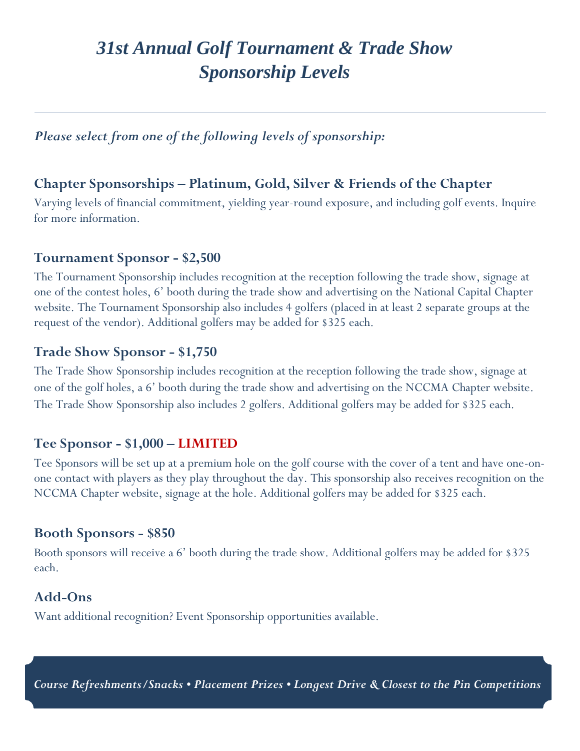# *31st Annual Golf Tournament & Trade Show Sponsorship Levels*

---

***Please select from one of the following levels of sponsorship:***

### Chapter Sponsorships – Platinum, Gold, Silver & Friends of the Chapter

Varying levels of financial commitment, yielding year-round exposure, and including golf events. Inquire for more information.

### Tournament Sponsor - $2,500

The Tournament Sponsorship includes recognition at the reception following the trade show, signage at one of the contest holes, 6' booth during the trade show and advertising on the National Capital Chapter website. The Tournament Sponsorship also includes 4 golfers (placed in at least 2 separate groups at the request of the vendor). Additional golfers may be added for $325 each.

### Trade Show Sponsor - $1,750

The Trade Show Sponsorship includes recognition at the reception following the trade show, signage at one of the golf holes, a 6' booth during the trade show and advertising on the NCCMA Chapter website. The Trade Show Sponsorship also includes 2 golfers. Additional golfers may be added for $325 each.

### Tee Sponsor - $1,000 – LIMITED

Tee Sponsors will be set up at a premium hole on the golf course with the cover of a tent and have one-on-one contact with players as they play throughout the day. This sponsorship also receives recognition on the NCCMA Chapter website, signage at the hole. Additional golfers may be added for $325 each.

### Booth Sponsors - $850

Booth sponsors will receive a 6' booth during the trade show. Additional golfers may be added for $325 each.

### Add-Ons

Want additional recognition? Event Sponsorship opportunities available.

***Course Refreshments/Snacks • Placement Prizes • Longest Drive & Closest to the Pin Competitions***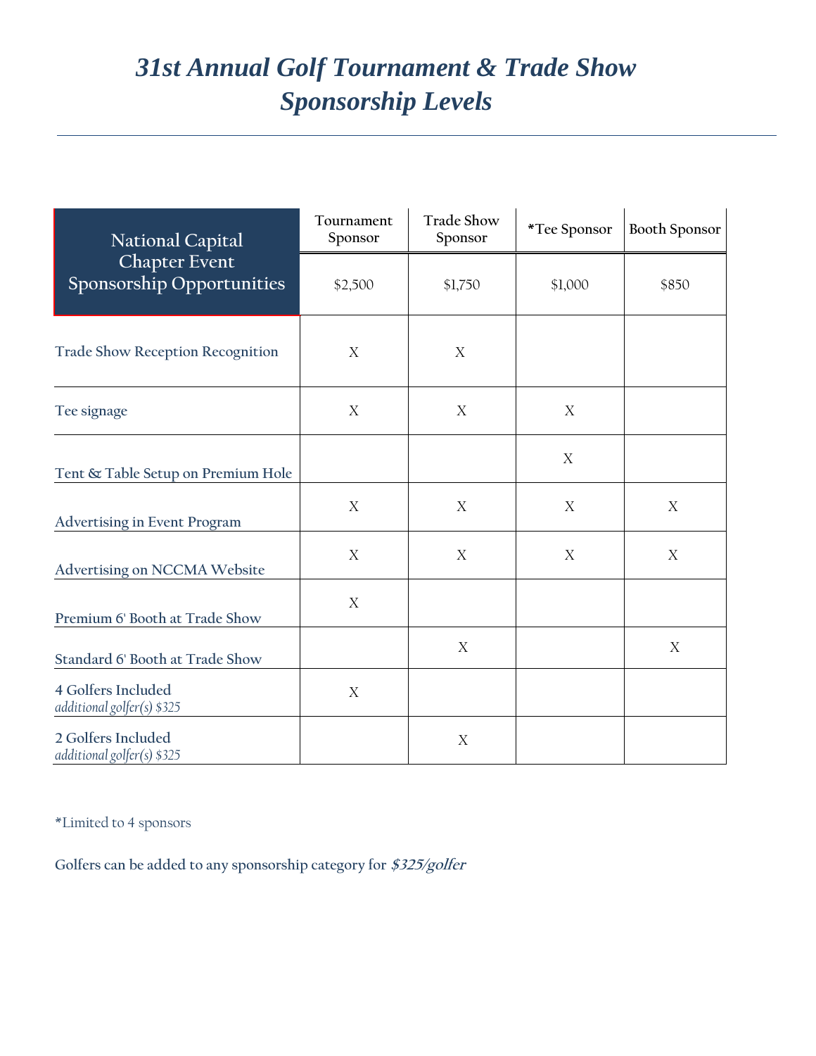# 31st Annual Golf Tournament & Trade Show Sponsorship Levels

| National Capital Chapter Event Sponsorship Opportunities | Tournament Sponsor | Trade Show Sponsor | *Tee Sponsor | Booth Sponsor |
|---|---|---|---|---|
| | $2,500 | $1,750 | $1,000 | $850 |
| Trade Show Reception Recognition | X | X | | |
| Tee signage | X | X | X | |
| Tent & Table Setup on Premium Hole | | | X | |
| Advertising in Event Program | X | X | X | X |
| Advertising on NCCMA Website | X | X | X | X |
| Premium 6' Booth at Trade Show | X | | | |
| Standard 6' Booth at Trade Show | | X | | X |
| 4 Golfers Included *additional golfer(s) $325* | X | | | |
| 2 Golfers Included *additional golfer(s) $325* | | X | | |

*Limited to 4 sponsors

Golfers can be added to any sponsorship category for ***$325/golfer***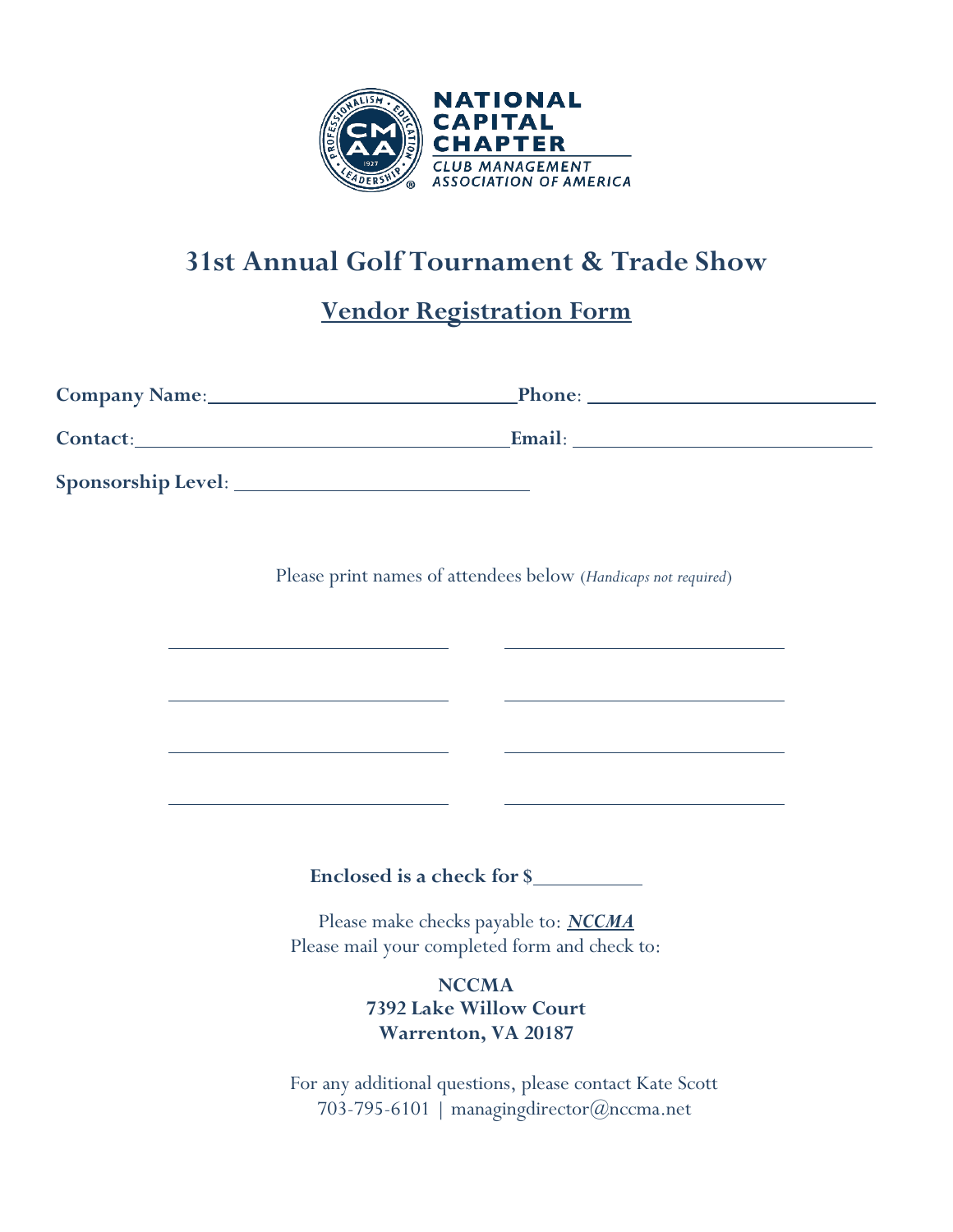NATIONAL CAPITAL CHAPTER
CLUB MANAGEMENT ASSOCIATION OF AMERICA

# 31st Annual Golf Tournament & Trade Show

## Vendor Registration Form

**Company Name**: ______________________________ **Phone**: ______________________________

**Contact**: ______________________________ **Email**: ______________________________

**Sponsorship Level**: ______________________________

Please print names of attendees below (*Handicaps not required*)

______________________________ ______________________________

______________________________ ______________________________

______________________________ ______________________________

______________________________ ______________________________

**Enclosed is a check for $**__________

Please make checks payable to: ***NCCMA***
Please mail your completed form and check to:

**NCCMA**
**7392 Lake Willow Court**
**Warrenton, VA 20187**

For any additional questions, please contact Kate Scott
703-795-6101 | managingdirector@nccma.net